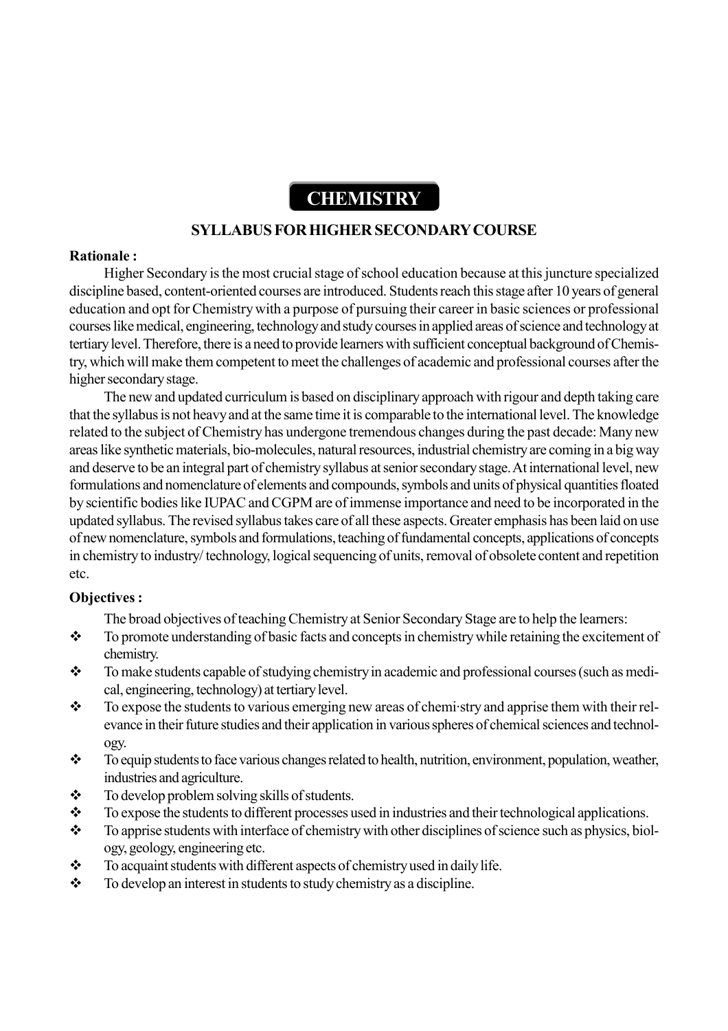# CHEMISTRY

## SYLLABUS FOR HIGHER SECONDARY COURSE

**Rationale :**

Higher Secondary is the most crucial stage of school education because at this juncture specialized discipline based, content-oriented courses are introduced. Students reach this stage after 10 years of general education and opt for Chemistry with a purpose of pursuing their career in basic sciences or professional courses like medical, engineering, technology and study courses in applied areas of science and technology at tertiary level. Therefore, there is a need to provide learners with sufficient conceptual background of Chemistry, which will make them competent to meet the challenges of academic and professional courses after the higher secondary stage.

The new and updated curriculum is based on disciplinary approach with rigour and depth taking care that the syllabus is not heavy and at the same time it is comparable to the international level. The knowledge related to the subject of Chemistry has undergone tremendous changes during the past decade: Many new areas like synthetic materials, bio-molecules, natural resources, industrial chemistry are coming in a big way and deserve to be an integral part of chemistry syllabus at senior secondary stage. At international level, new formulations and nomenclature of elements and compounds, symbols and units of physical quantities floated by scientific bodies like IUPAC and CGPM are of immense importance and need to be incorporated in the updated syllabus. The revised syllabus takes care of all these aspects. Greater emphasis has been laid on use of new nomenclature, symbols and formulations, teaching of fundamental concepts, applications of concepts in chemistry to industry/ technology, logical sequencing of units, removal of obsolete content and repetition etc.

**Objectives :**

The broad objectives of teaching Chemistry at Senior Secondary Stage are to help the learners:

- To promote understanding of basic facts and concepts in chemistry while retaining the excitement of chemistry.
- To make students capable of studying chemistry in academic and professional courses (such as medical, engineering, technology) at tertiary level.
- To expose the students to various emerging new areas of chemi·stry and apprise them with their relevance in their future studies and their application in various spheres of chemical sciences and technology.
- To equip students to face various changes related to health, nutrition, environment, population, weather, industries and agriculture.
- To develop problem solving skills of students.
- To expose the students to different processes used in industries and their technological applications.
- To apprise students with interface of chemistry with other disciplines of science such as physics, biology, geology, engineering etc.
- To acquaint students with different aspects of chemistry used in daily life.
- To develop an interest in students to study chemistry as a discipline.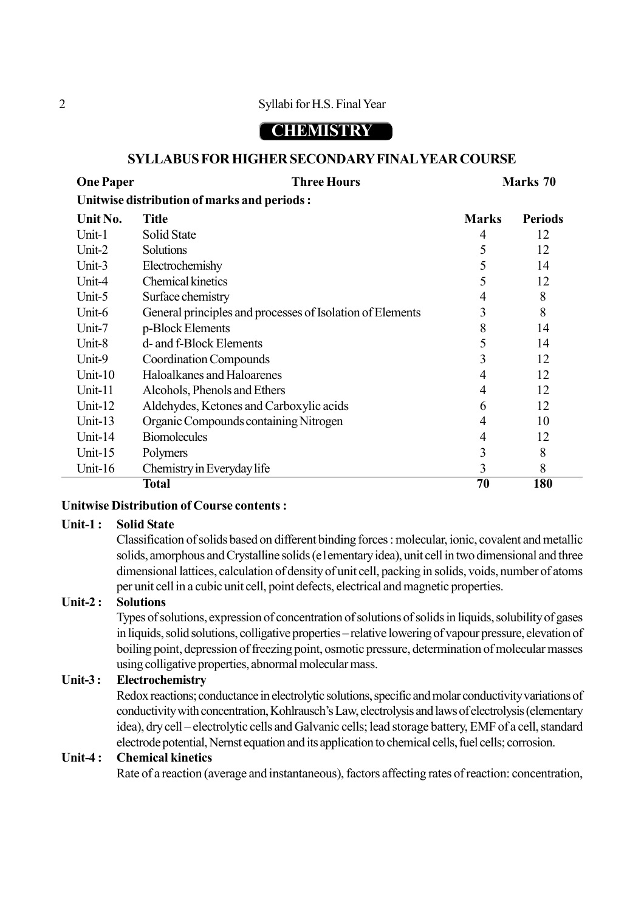# CHEMISTRY

## SYLLABUS FOR HIGHER SECONDARY FINAL YEAR COURSE

**One Paper** **Three Hours** **Marks 70**

**Unitwise distribution of marks and periods :**

| Unit No. | Title | Marks | Periods |
|---|---|---|---|
| Unit-1 | Solid State | 4 | 12 |
| Unit-2 | Solutions | 5 | 12 |
| Unit-3 | Electrochemishy | 5 | 14 |
| Unit-4 | Chemical kinetics | 5 | 12 |
| Unit-5 | Surface chemistry | 4 | 8 |
| Unit-6 | General principles and processes of Isolation of Elements | 3 | 8 |
| Unit-7 | p-Block Elements | 8 | 14 |
| Unit-8 | d- and f-Block Elements | 5 | 14 |
| Unit-9 | Coordination Compounds | 3 | 12 |
| Unit-10 | Haloalkanes and Haloarenes | 4 | 12 |
| Unit-11 | Alcohols, Phenols and Ethers | 4 | 12 |
| Unit-12 | Aldehydes, Ketones and Carboxylic acids | 6 | 12 |
| Unit-13 | Organic Compounds containing Nitrogen | 4 | 10 |
| Unit-14 | Biomolecules | 4 | 12 |
| Unit-15 | Polymers | 3 | 8 |
| Unit-16 | Chemistry in Everyday life | 3 | 8 |
| | **Total** | **70** | **180** |

**Unitwise Distribution of Course contents :**

**Unit-1 : Solid State**

Classification of solids based on different binding forces : molecular, ionic, covalent and metallic solids, amorphous and Crystalline solids (e1ementary idea), unit cell in two dimensional and three dimensional lattices, calculation of density of unit cell, packing in solids, voids, number of atoms per unit cell in a cubic unit cell, point defects, electrical and magnetic properties.

**Unit-2 : Solutions**

Types of solutions, expression of concentration of solutions of solids in liquids, solubility of gases in liquids, solid solutions, colligative properties – relative lowering of vapour pressure, elevation of boiling point, depression of freezing point, osmotic pressure, determination of molecular masses using colligative properties, abnormal molecular mass.

**Unit-3 : Electrochemistry**

Redox reactions; conductance in electrolytic solutions, specific and molar conductivity variations of conductivity with concentration, Kohlrausch's Law, electrolysis and laws of electrolysis (elementary idea), dry cell – electrolytic cells and Galvanic cells; lead storage battery, EMF of a cell, standard electrode potential, Nernst equation and its application to chemical cells, fuel cells; corrosion.

**Unit-4 : Chemical kinetics**

Rate of a reaction (average and instantaneous), factors affecting rates of reaction: concentration,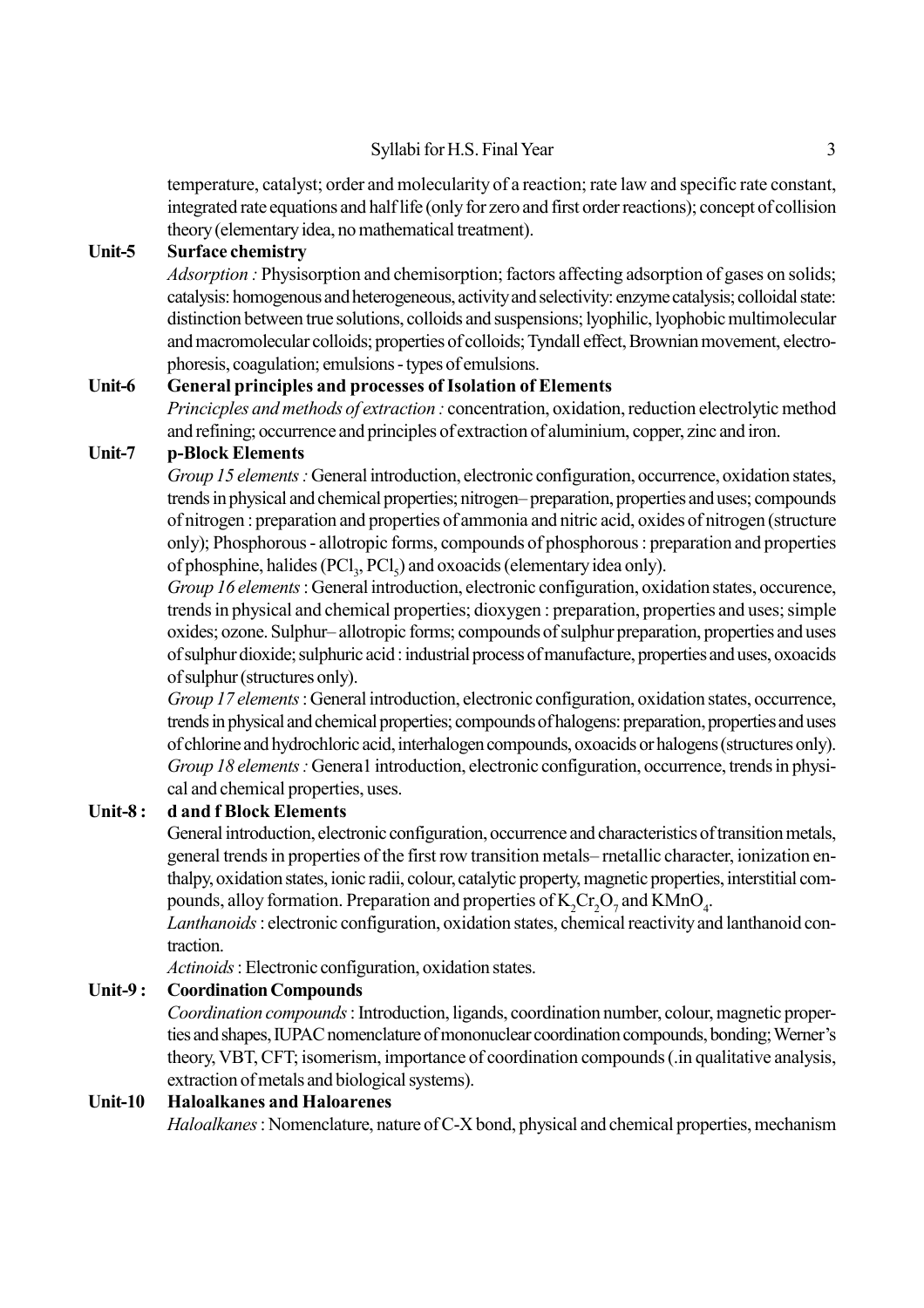temperature, catalyst; order and molecularity of a reaction; rate law and specific rate constant, integrated rate equations and half life (only for zero and first order reactions); concept of collision theory (elementary idea, no mathematical treatment).

**Unit-5 Surface chemistry**

*Adsorption :* Physisorption and chemisorption; factors affecting adsorption of gases on solids; catalysis: homogenous and heterogeneous, activity and selectivity: enzyme catalysis; colloidal state: distinction between true solutions, colloids and suspensions; lyophilic, lyophobic multimolecular and macromolecular colloids; properties of colloids; Tyndall effect, Brownian movement, electrophoresis, coagulation; emulsions - types of emulsions.

**Unit-6 General principles and processes of Isolation of Elements**

*Princicples and methods of extraction :* concentration, oxidation, reduction electrolytic method and refining; occurrence and principles of extraction of aluminium, copper, zinc and iron.

**Unit-7 p-Block Elements**

*Group 15 elements :* General introduction, electronic configuration, occurrence, oxidation states, trends in physical and chemical properties; nitrogen– preparation, properties and uses; compounds of nitrogen : preparation and properties of ammonia and nitric acid, oxides of nitrogen (structure only); Phosphorous - allotropic forms, compounds of phosphorous : preparation and properties of phosphine, halides ($PCl_3$, $PCl_5$) and oxoacids (elementary idea only).

*Group 16 elements* : General introduction, electronic configuration, oxidation states, occurence, trends in physical and chemical properties; dioxygen : preparation, properties and uses; simple oxides; ozone. Sulphur– allotropic forms; compounds of sulphur preparation, properties and uses of sulphur dioxide; sulphuric acid : industrial process of manufacture, properties and uses, oxoacids of sulphur (structures only).

*Group 17 elements* : General introduction, electronic configuration, oxidation states, occurrence, trends in physical and chemical properties; compounds of halogens: preparation, properties and uses of chlorine and hydrochloric acid, interhalogen compounds, oxoacids or halogens (structures only).

*Group 18 elements :* Genera1 introduction, electronic configuration, occurrence, trends in physical and chemical properties, uses.

**Unit-8 : d and f Block Elements**

General introduction, electronic configuration, occurrence and characteristics of transition metals, general trends in properties of the first row transition metals– rnetallic character, ionization enthalpy, oxidation states, ionic radii, colour, catalytic property, magnetic properties, interstitial compounds, alloy formation. Preparation and properties of $K_2Cr_2O_7$ and $KMnO_4$.

*Lanthanoids* : electronic configuration, oxidation states, chemical reactivity and lanthanoid contraction.

*Actinoids* : Electronic configuration, oxidation states.

**Unit-9 : Coordination Compounds**

*Coordination compounds* : Introduction, ligands, coordination number, colour, magnetic properties and shapes, IUPAC nomenclature of mononuclear coordination compounds, bonding; Werner's theory, VBT, CFT; isomerism, importance of coordination compounds (.in qualitative analysis, extraction of metals and biological systems).

**Unit-10 Haloalkanes and Haloarenes**

*Haloalkanes* : Nomenclature, nature of C-X bond, physical and chemical properties, mechanism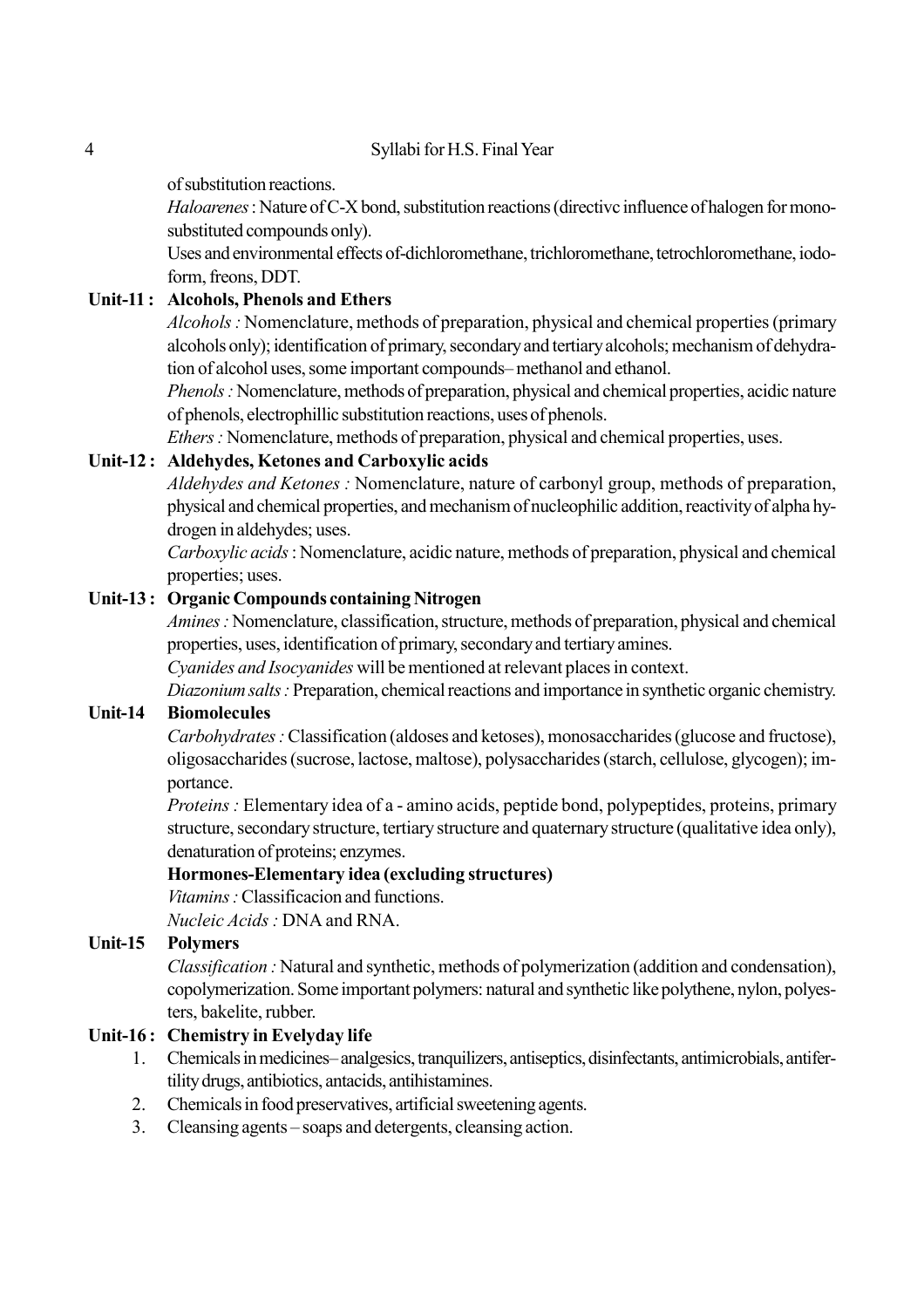of substitution reactions.

*Haloarenes* : Nature of C-X bond, substitution reactions (directivc influence of halogen for mono-substituted compounds only).

Uses and environmental effects of-dichloromethane, trichloromethane, tetrochloromethane, iodoform, freons, DDT.

### Unit-11 : Alcohols, Phenols and Ethers

*Alcohols :* Nomenclature, methods of preparation, physical and chemical properties (primary alcohols only); identification of primary, secondary and tertiary alcohols; mechanism of dehydration of alcohol uses, some important compounds– methanol and ethanol.

*Phenols :* Nomenclature, methods of preparation, physical and chemical properties, acidic nature of phenols, electrophillic substitution reactions, uses of phenols.

*Ethers :* Nomenclature, methods of preparation, physical and chemical properties, uses.

### Unit-12 : Aldehydes, Ketones and Carboxylic acids

*Aldehydes and Ketones :* Nomenclature, nature of carbonyl group, methods of preparation, physical and chemical properties, and mechanism of nucleophilic addition, reactivity of alpha hydrogen in aldehydes; uses.

*Carboxylic acids* : Nomenclature, acidic nature, methods of preparation, physical and chemical properties; uses.

### Unit-13 : Organic Compounds containing Nitrogen

*Amines :* Nomenclature, classification, structure, methods of preparation, physical and chemical properties, uses, identification of primary, secondary and tertiary amines.

*Cyanides and Isocyanides* will be mentioned at relevant places in context.

*Diazonium salts :* Preparation, chemical reactions and importance in synthetic organic chemistry.

### Unit-14 Biomolecules

*Carbohydrates :* Classification (aldoses and ketoses), monosaccharides (glucose and fructose), oligosaccharides (sucrose, lactose, maltose), polysaccharides (starch, cellulose, glycogen); importance.

*Proteins :* Elementary idea of a - amino acids, peptide bond, polypeptides, proteins, primary structure, secondary structure, tertiary structure and quaternary structure (qualitative idea only), denaturation of proteins; enzymes.

**Hormones-Elementary idea (excluding structures)**

*Vitamins :* Classificacion and functions.

*Nucleic Acids :* DNA and RNA.

### Unit-15 Polymers

*Classification :* Natural and synthetic, methods of polymerization (addition and condensation), copolymerization. Some important polymers: natural and synthetic like polythene, nylon, polyesters, bakelite, rubber.

### Unit-16 : Chemistry in Evelyday life

1. Chemicals in medicines– analgesics, tranquilizers, antiseptics, disinfectants, antimicrobials, antifertility drugs, antibiotics, antacids, antihistamines.
2. Chemicals in food preservatives, artificial sweetening agents.
3. Cleansing agents – soaps and detergents, cleansing action.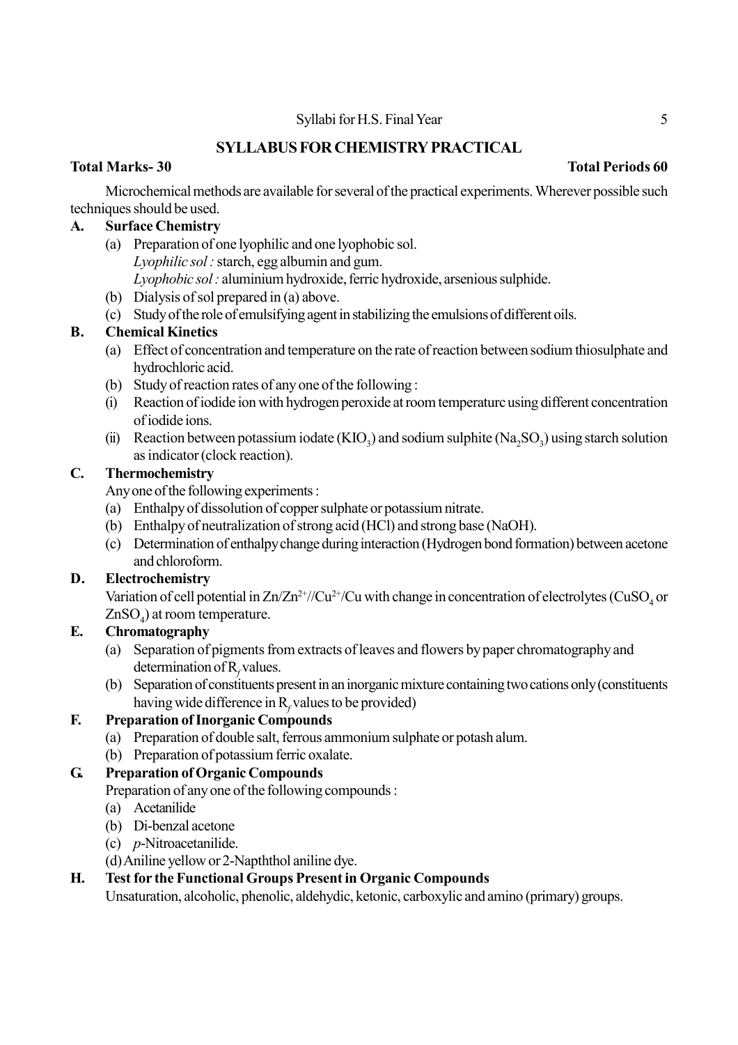## SYLLABUS FOR CHEMISTRY PRACTICAL

**Total Marks- 30** **Total Periods 60**

Microchemical methods are available for several of the practical experiments. Wherever possible such techniques should be used.

**A. Surface Chemistry**

(a) Preparation of one lyophilic and one lyophobic sol.
*Lyophilic sol :* starch, egg albumin and gum.
*Lyophobic sol :* aluminium hydroxide, ferric hydroxide, arsenious sulphide.

(b) Dialysis of sol prepared in (a) above.

(c) Study of the role of emulsifying agent in stabilizing the emulsions of different oils.

**B. Chemical Kinetics**

(a) Effect of concentration and temperature on the rate of reaction between sodium thiosulphate and hydrochloric acid.

(b) Study of reaction rates of any one of the following :

(i) Reaction of iodide ion with hydrogen peroxide at room temperaturc using different concentration of iodide ions.

(ii) Reaction between potassium iodate ($KIO_3$) and sodium sulphite ($Na_2SO_3$) using starch solution as indicator (clock reaction).

**C. Thermochemistry**

Any one of the following experiments :

(a) Enthalpy of dissolution of copper sulphate or potassium nitrate.

(b) Enthalpy of neutralization of strong acid (HCl) and strong base (NaOH).

(c) Determination of enthalpy change during interaction (Hydrogen bond formation) between acetone and chloroform.

**D. Electrochemistry**

Variation of cell potential in $Zn/Zn^{2+}//Cu^{2+}/Cu$ with change in concentration of electrolytes ($CuSO_4$ or $ZnSO_4$) at room temperature.

**E. Chromatography**

(a) Separation of pigments from extracts of leaves and flowers by paper chromatography and determination of $R_f$ values.

(b) Separation of constituents present in an inorganic mixture containing two cations only (constituents having wide difference in $R_f$ values to be provided)

**F. Preparation of Inorganic Compounds**

(a) Preparation of double salt, ferrous ammonium sulphate or potash alum.

(b) Preparation of potassium ferric oxalate.

**G. Preparation of Organic Compounds**

Preparation of any one of the following compounds :

(a) Acetanilide

(b) Di-benzal acetone

(c) *p*-Nitroacetanilide.

(d) Aniline yellow or 2-Napththol aniline dye.

**H. Test for the Functional Groups Present in Organic Compounds**

Unsaturation, alcoholic, phenolic, aldehydic, ketonic, carboxylic and amino (primary) groups.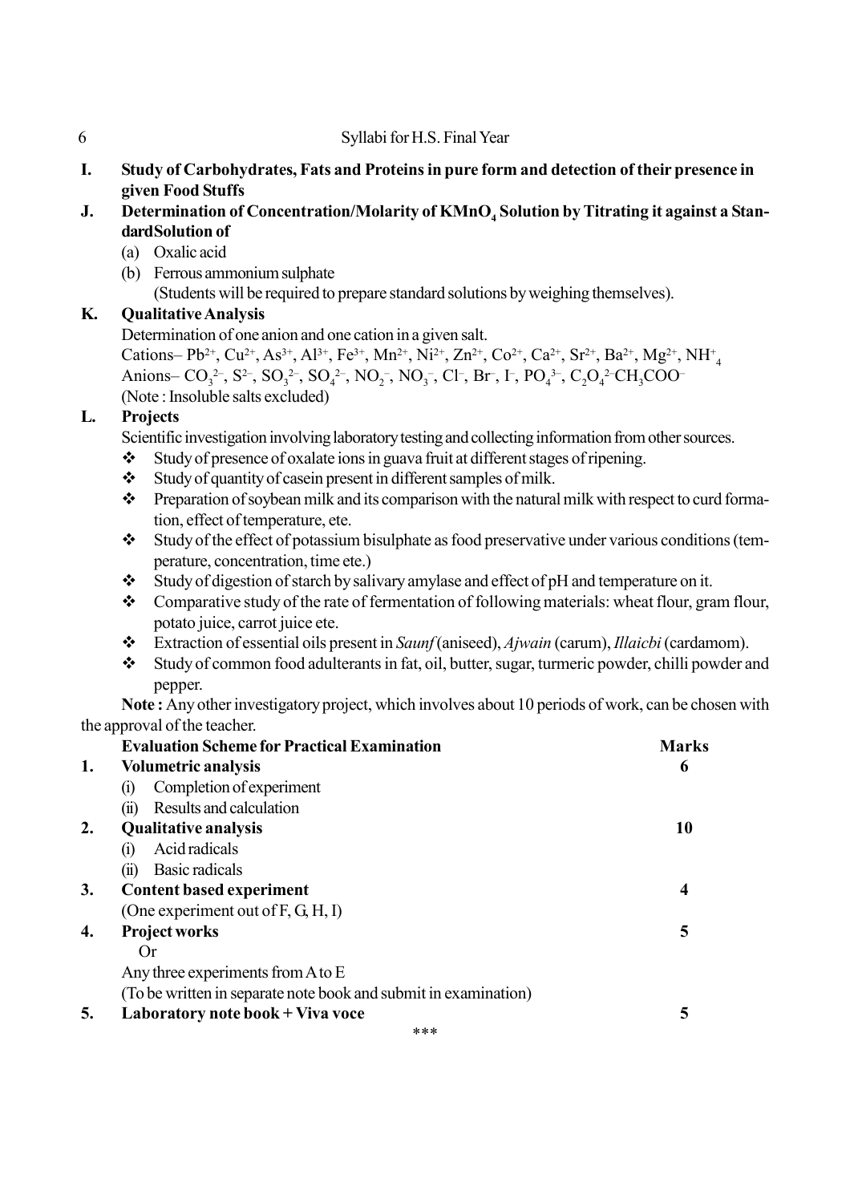**I. Study of Carbohydrates, Fats and Proteins in pure form and detection of their presence in given Food Stuffs**

**J. Determination of Concentration/Molarity of $KMnO_4$ Solution by Titrating it against a StandardSolution of**

(a) Oxalic acid

(b) Ferrous ammonium sulphate

(Students will be required to prepare standard solutions by weighing themselves).

**K. Qualitative Analysis**

Determination of one anion and one cation in a given salt.

Cations– $Pb^{2+}$, $Cu^{2+}$, $As^{3+}$, $Al^{3+}$, $Fe^{3+}$, $Mn^{2+}$, $Ni^{2+}$, $Zn^{2+}$, $Co^{2+}$, $Ca^{2+}$, $Sr^{2+}$, $Ba^{2+}$, $Mg^{2+}$, $NH^{+}_{4}$

Anions– $CO_3^{2-}$, $S^{2-}$, $SO_3^{2-}$, $SO_4^{2-}$, $NO_2^{-}$, $NO_3^{-}$, $Cl^{-}$, $Br^{-}$, $I^{-}$, $PO_4^{3-}$, $C_2O_4^{2-}$$CH_3COO^{-}$

(Note : Insoluble salts excluded)

**L. Projects**

Scientific investigation involving laboratory testing and collecting information from other sources.

- Study of presence of oxalate ions in guava fruit at different stages of ripening.
- Study of quantity of casein present in different samples of milk.
- Preparation of soybean milk and its comparison with the natural milk with respect to curd formation, effect of temperature, ete.
- Study of the effect of potassium bisulphate as food preservative under various conditions (temperature, concentration, time ete.)
- Study of digestion of starch by salivary amylase and effect of pH and temperature on it.
- Comparative study of the rate of fermentation of following materials: wheat flour, gram flour, potato juice, carrot juice ete.
- Extraction of essential oils present in *Saunf* (aniseed), *Ajwain* (carum), *Illaicbi* (cardamom).
- Study of common food adulterants in fat, oil, butter, sugar, turmeric powder, chilli powder and pepper.

**Note :** Any other investigatory project, which involves about 10 periods of work, can be chosen with the approval of the teacher.

| | **Evaluation Scheme for Practical Examination** | **Marks** |
|---|---|---|
| **1.** | **Volumetric analysis** | **6** |
| | (i) Completion of experiment | |
| | (ii) Results and calculation | |
| **2.** | **Qualitative analysis** | **10** |
| | (i) Acid radicals | |
| | (ii) Basic radicals | |
| **3.** | **Content based experiment** | **4** |
| | (One experiment out of F, G, H, I) | |
| **4.** | **Project works** | **5** |
| | Or | |
| | Any three experiments from A to E | |
| | (To be written in separate note book and submit in examination) | |
| **5.** | **Laboratory note book + Viva voce** | **5** |

\*\*\*